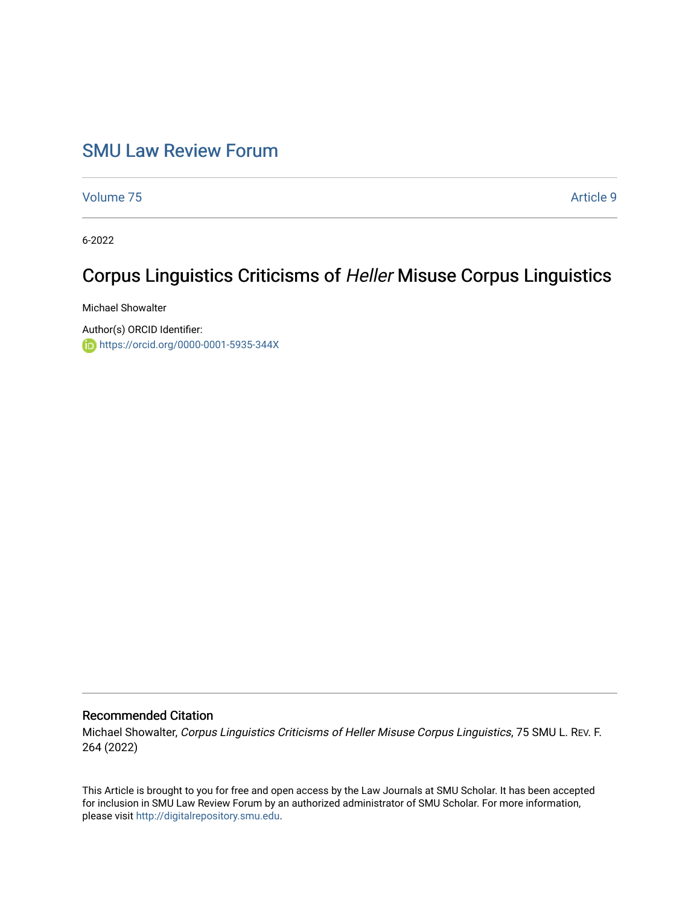# SMU Law Review Forum

Volume 75 | Article 9

6-2022

## Corpus Linguistics Criticisms of *Heller* Misuse Corpus Linguistics

Michael Showalter

Author(s) ORCID Identifier:
https://orcid.org/0000-0001-5935-344X

### Recommended Citation

Michael Showalter, *Corpus Linguistics Criticisms of Heller Misuse Corpus Linguistics*, 75 SMU L. REV. F. 264 (2022)

This Article is brought to you for free and open access by the Law Journals at SMU Scholar. It has been accepted for inclusion in SMU Law Review Forum by an authorized administrator of SMU Scholar. For more information, please visit http://digitalrepository.smu.edu.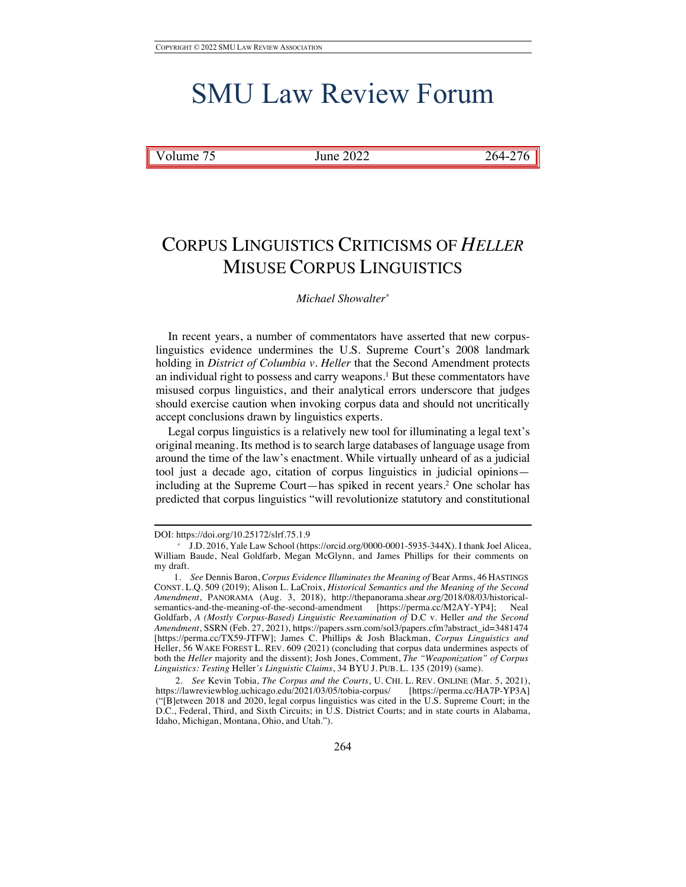# SMU Law Review Forum

| Volume 75 | June 2022 | 264-276 |
|---|---|---|

# CORPUS LINGUISTICS CRITICISMS OF *HELLER* MISUSE CORPUS LINGUISTICS

*Michael Showalter*[*]

In recent years, a number of commentators have asserted that new corpus-linguistics evidence undermines the U.S. Supreme Court's 2008 landmark holding in *District of Columbia v. Heller* that the Second Amendment protects an individual right to possess and carry weapons.[1] But these commentators have misused corpus linguistics, and their analytical errors underscore that judges should exercise caution when invoking corpus data and should not uncritically accept conclusions drawn by linguistics experts.

Legal corpus linguistics is a relatively new tool for illuminating a legal text's original meaning. Its method is to search large databases of language usage from around the time of the law's enactment. While virtually unheard of as a judicial tool just a decade ago, citation of corpus linguistics in judicial opinions—including at the Supreme Court—has spiked in recent years.[2] One scholar has predicted that corpus linguistics "will revolutionize statutory and constitutional

---

DOI: https://doi.org/10.25172/slrf.75.1.9

[*] J.D. 2016, Yale Law School (https://orcid.org/0000-0001-5935-344X). I thank Joel Alicea, William Baude, Neal Goldfarb, Megan McGlynn, and James Phillips for their comments on my draft.

1. *See* Dennis Baron, *Corpus Evidence Illuminates the Meaning of* Bear Arms, 46 HASTINGS CONST. L.Q. 509 (2019); Alison L. LaCroix, *Historical Semantics and the Meaning of the Second Amendment*, PANORAMA (Aug. 3, 2018), http://thepanorama.shear.org/2018/08/03/historical-semantics-and-the-meaning-of-the-second-amendment [https://perma.cc/M2AY-YP4]; Neal Goldfarb, *A (Mostly Corpus-Based) Linguistic Reexamination of* D.C v. Heller *and the Second Amendment*, SSRN (Feb. 27, 2021), https://papers.ssrn.com/sol3/papers.cfm?abstract_id=3481474 [https://perma.cc/TX59-JTFW]; James C. Phillips & Josh Blackman, *Corpus Linguistics and* Heller, 56 WAKE FOREST L. REV. 609 (2021) (concluding that corpus data undermines aspects of both the *Heller* majority and the dissent); Josh Jones, Comment, *The "Weaponization" of Corpus Linguistics: Testing* Heller*'s Linguistic Claims*, 34 BYU J. PUB. L. 135 (2019) (same).

2. *See* Kevin Tobia, *The Corpus and the Courts*, U. CHI. L. REV. ONLINE (Mar. 5, 2021), https://lawreviewblog.uchicago.edu/2021/03/05/tobia-corpus/ [https://perma.cc/HA7P-YP3A] ("[B]etween 2018 and 2020, legal corpus linguistics was cited in the U.S. Supreme Court; in the D.C., Federal, Third, and Sixth Circuits; in U.S. District Courts; and in state courts in Alabama, Idaho, Michigan, Montana, Ohio, and Utah.").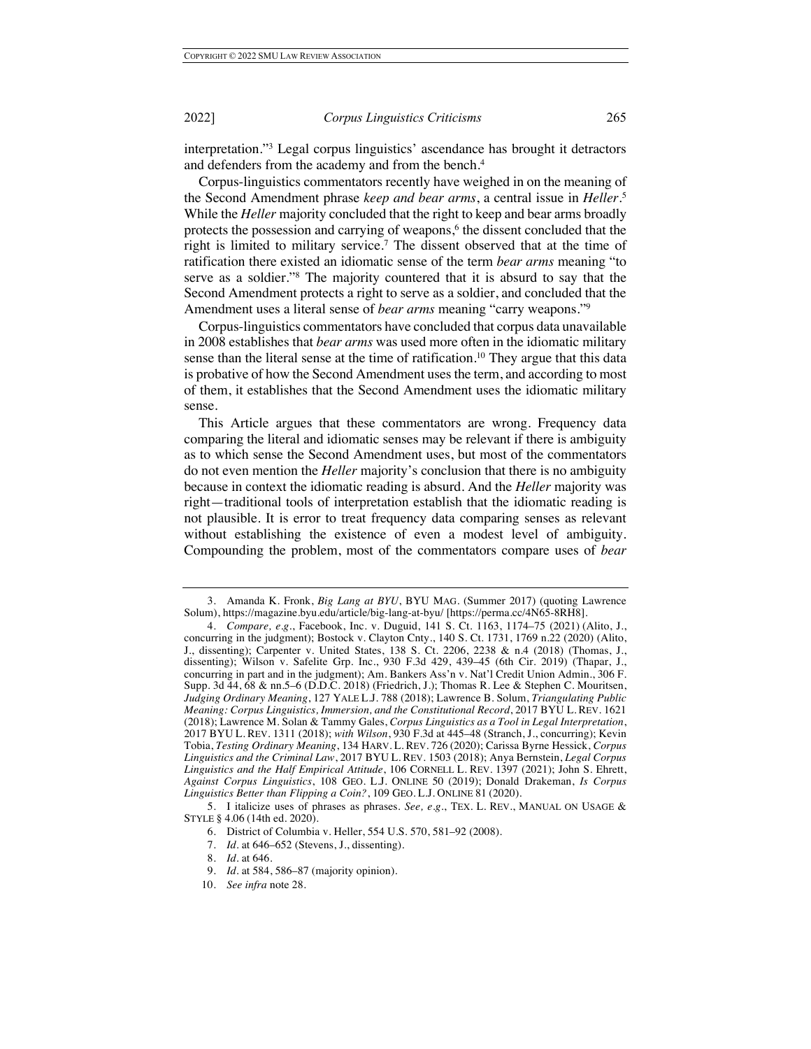interpretation."[3] Legal corpus linguistics' ascendance has brought it detractors and defenders from the academy and from the bench.[4]

Corpus-linguistics commentators recently have weighed in on the meaning of the Second Amendment phrase *keep and bear arms*, a central issue in *Heller*.[5] While the *Heller* majority concluded that the right to keep and bear arms broadly protects the possession and carrying of weapons,[6] the dissent concluded that the right is limited to military service.[7] The dissent observed that at the time of ratification there existed an idiomatic sense of the term *bear arms* meaning "to serve as a soldier."[8] The majority countered that it is absurd to say that the Second Amendment protects a right to serve as a soldier, and concluded that the Amendment uses a literal sense of *bear arms* meaning "carry weapons."[9]

Corpus-linguistics commentators have concluded that corpus data unavailable in 2008 establishes that *bear arms* was used more often in the idiomatic military sense than the literal sense at the time of ratification.[10] They argue that this data is probative of how the Second Amendment uses the term, and according to most of them, it establishes that the Second Amendment uses the idiomatic military sense.

This Article argues that these commentators are wrong. Frequency data comparing the literal and idiomatic senses may be relevant if there is ambiguity as to which sense the Second Amendment uses, but most of the commentators do not even mention the *Heller* majority's conclusion that there is no ambiguity because in context the idiomatic reading is absurd. And the *Heller* majority was right—traditional tools of interpretation establish that the idiomatic reading is not plausible. It is error to treat frequency data comparing senses as relevant without establishing the existence of even a modest level of ambiguity. Compounding the problem, most of the commentators compare uses of *bear*

---

3. Amanda K. Fronk, *Big Lang at BYU*, BYU MAG. (Summer 2017) (quoting Lawrence Solum), https://magazine.byu.edu/article/big-lang-at-byu/ [https://perma.cc/4N65-8RH8].

4. *Compare, e.g.*, Facebook, Inc. v. Duguid, 141 S. Ct. 1163, 1174–75 (2021) (Alito, J., concurring in the judgment); Bostock v. Clayton Cnty., 140 S. Ct. 1731, 1769 n.22 (2020) (Alito, J., dissenting); Carpenter v. United States, 138 S. Ct. 2206, 2238 & n.4 (2018) (Thomas, J., dissenting); Wilson v. Safelite Grp. Inc., 930 F.3d 429, 439–45 (6th Cir. 2019) (Thapar, J., concurring in part and in the judgment); Am. Bankers Ass'n v. Nat'l Credit Union Admin., 306 F. Supp. 3d 44, 68 & nn.5–6 (D.D.C. 2018) (Friedrich, J.); Thomas R. Lee & Stephen C. Mouritsen, *Judging Ordinary Meaning*, 127 YALE L.J. 788 (2018); Lawrence B. Solum, *Triangulating Public Meaning: Corpus Linguistics, Immersion, and the Constitutional Record*, 2017 BYU L. REV. 1621 (2018); Lawrence M. Solan & Tammy Gales, *Corpus Linguistics as a Tool in Legal Interpretation*, 2017 BYU L. REV. 1311 (2018); *with Wilson*, 930 F.3d at 445–48 (Stranch, J., concurring); Kevin Tobia, *Testing Ordinary Meaning*, 134 HARV. L. REV. 726 (2020); Carissa Byrne Hessick, *Corpus Linguistics and the Criminal Law*, 2017 BYU L. REV. 1503 (2018); Anya Bernstein, *Legal Corpus Linguistics and the Half Empirical Attitude*, 106 CORNELL L. REV. 1397 (2021); John S. Ehrett, *Against Corpus Linguistics*, 108 GEO. L.J. ONLINE 50 (2019); Donald Drakeman, *Is Corpus Linguistics Better than Flipping a Coin?*, 109 GEO. L.J. ONLINE 81 (2020).

5. I italicize uses of phrases as phrases. *See, e.g.*, TEX. L. REV., MANUAL ON USAGE & STYLE § 4.06 (14th ed. 2020).

6. District of Columbia v. Heller, 554 U.S. 570, 581–92 (2008).

7. *Id.* at 646–652 (Stevens, J., dissenting).

8. *Id.* at 646.

9. *Id.* at 584, 586–87 (majority opinion).

10. *See infra* note 28.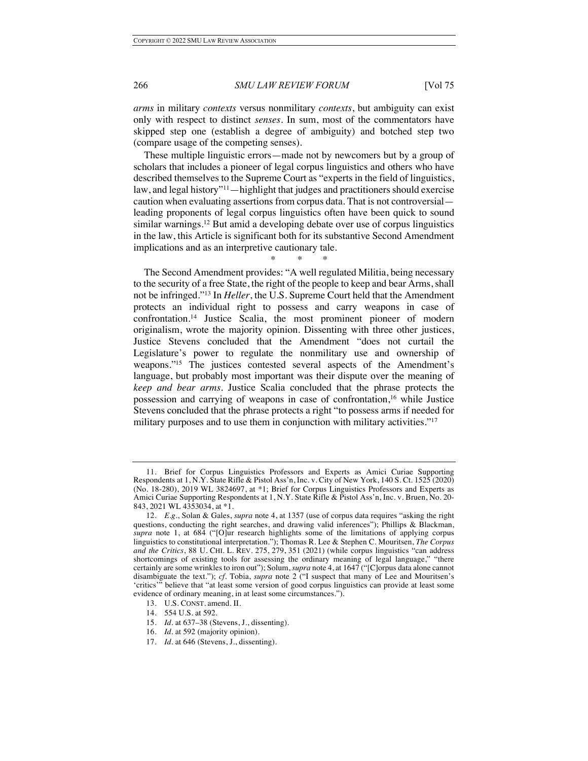*arms* in military *contexts* versus nonmilitary *contexts*, but ambiguity can exist only with respect to distinct *senses*. In sum, most of the commentators have skipped step one (establish a degree of ambiguity) and botched step two (compare usage of the competing senses).

These multiple linguistic errors—made not by newcomers but by a group of scholars that includes a pioneer of legal corpus linguistics and others who have described themselves to the Supreme Court as "experts in the field of linguistics, law, and legal history"[11]—highlight that judges and practitioners should exercise caution when evaluating assertions from corpus data. That is not controversial—leading proponents of legal corpus linguistics often have been quick to sound similar warnings.[12] But amid a developing debate over use of corpus linguistics in the law, this Article is significant both for its substantive Second Amendment implications and as an interpretive cautionary tale.

\* \* \*

The Second Amendment provides: "A well regulated Militia, being necessary to the security of a free State, the right of the people to keep and bear Arms, shall not be infringed."[13] In *Heller*, the U.S. Supreme Court held that the Amendment protects an individual right to possess and carry weapons in case of confrontation.[14] Justice Scalia, the most prominent pioneer of modern originalism, wrote the majority opinion. Dissenting with three other justices, Justice Stevens concluded that the Amendment "does not curtail the Legislature's power to regulate the nonmilitary use and ownership of weapons."[15] The justices contested several aspects of the Amendment's language, but probably most important was their dispute over the meaning of *keep and bear arms*. Justice Scalia concluded that the phrase protects the possession and carrying of weapons in case of confrontation,[16] while Justice Stevens concluded that the phrase protects a right "to possess arms if needed for military purposes and to use them in conjunction with military activities."[17]

---

11. Brief for Corpus Linguistics Professors and Experts as Amici Curiae Supporting Respondents at 1, N.Y. State Rifle & Pistol Ass'n, Inc. v. City of New York, 140 S. Ct. 1525 (2020) (No. 18-280), 2019 WL 3824697, at \*1; Brief for Corpus Linguistics Professors and Experts as Amici Curiae Supporting Respondents at 1, N.Y. State Rifle & Pistol Ass'n, Inc. v. Bruen, No. 20-843, 2021 WL 4353034, at \*1.

12. *E.g.*, Solan & Gales, *supra* note 4, at 1357 (use of corpus data requires "asking the right questions, conducting the right searches, and drawing valid inferences"); Phillips & Blackman, *supra* note 1, at 684 ("[O]ur research highlights some of the limitations of applying corpus linguistics to constitutional interpretation."); Thomas R. Lee & Stephen C. Mouritsen, *The Corpus and the Critics*, 88 U. CHI. L. REV. 275, 279, 351 (2021) (while corpus linguistics "can address shortcomings of existing tools for assessing the ordinary meaning of legal language," "there certainly are some wrinkles to iron out"); Solum, *supra* note 4, at 1647 ("[C]orpus data alone cannot disambiguate the text."); *cf*. Tobia, *supra* note 2 ("I suspect that many of Lee and Mouritsen's 'critics'" believe that "at least some version of good corpus linguistics can provide at least some evidence of ordinary meaning, in at least some circumstances.").

13. U.S. CONST. amend. II.

14. 554 U.S. at 592.

15. *Id*. at 637–38 (Stevens, J., dissenting).

16. *Id*. at 592 (majority opinion).

17. *Id*. at 646 (Stevens, J., dissenting).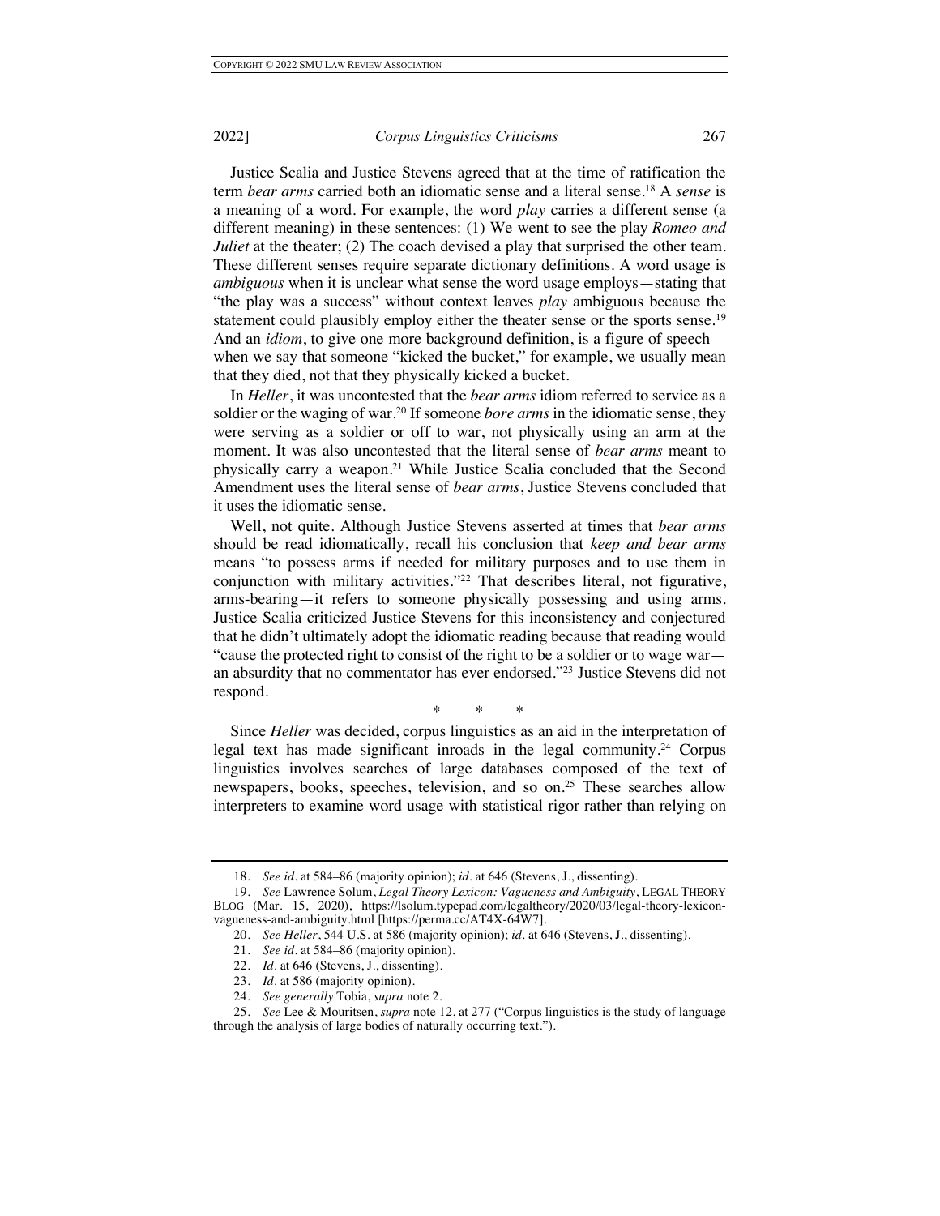Justice Scalia and Justice Stevens agreed that at the time of ratification the term *bear arms* carried both an idiomatic sense and a literal sense.[18] A *sense* is a meaning of a word. For example, the word *play* carries a different sense (a different meaning) in these sentences: (1) We went to see the play *Romeo and Juliet* at the theater; (2) The coach devised a play that surprised the other team. These different senses require separate dictionary definitions. A word usage is *ambiguous* when it is unclear what sense the word usage employs—stating that "the play was a success" without context leaves *play* ambiguous because the statement could plausibly employ either the theater sense or the sports sense.[19] And an *idiom*, to give one more background definition, is a figure of speech—when we say that someone "kicked the bucket," for example, we usually mean that they died, not that they physically kicked a bucket.

In *Heller*, it was uncontested that the *bear arms* idiom referred to service as a soldier or the waging of war.[20] If someone *bore arms* in the idiomatic sense, they were serving as a soldier or off to war, not physically using an arm at the moment. It was also uncontested that the literal sense of *bear arms* meant to physically carry a weapon.[21] While Justice Scalia concluded that the Second Amendment uses the literal sense of *bear arms*, Justice Stevens concluded that it uses the idiomatic sense.

Well, not quite. Although Justice Stevens asserted at times that *bear arms* should be read idiomatically, recall his conclusion that *keep and bear arms* means "to possess arms if needed for military purposes and to use them in conjunction with military activities."[22] That describes literal, not figurative, arms-bearing—it refers to someone physically possessing and using arms. Justice Scalia criticized Justice Stevens for this inconsistency and conjectured that he didn't ultimately adopt the idiomatic reading because that reading would "cause the protected right to consist of the right to be a soldier or to wage war—an absurdity that no commentator has ever endorsed."[23] Justice Stevens did not respond.

\* \* \*

Since *Heller* was decided, corpus linguistics as an aid in the interpretation of legal text has made significant inroads in the legal community.[24] Corpus linguistics involves searches of large databases composed of the text of newspapers, books, speeches, television, and so on.[25] These searches allow interpreters to examine word usage with statistical rigor rather than relying on

---

18. *See id.* at 584–86 (majority opinion); *id.* at 646 (Stevens, J., dissenting).

19. *See* Lawrence Solum, *Legal Theory Lexicon: Vagueness and Ambiguity*, LEGAL THEORY BLOG (Mar. 15, 2020), https://lsolum.typepad.com/legaltheory/2020/03/legal-theory-lexicon-vagueness-and-ambiguity.html [https://perma.cc/AT4X-64W7].

20. *See Heller*, 544 U.S. at 586 (majority opinion); *id.* at 646 (Stevens, J., dissenting).

21. *See id.* at 584–86 (majority opinion).

22. *Id.* at 646 (Stevens, J., dissenting).

23. *Id.* at 586 (majority opinion).

24. *See generally* Tobia, *supra* note 2.

25. *See* Lee & Mouritsen, *supra* note 12, at 277 ("Corpus linguistics is the study of language through the analysis of large bodies of naturally occurring text.").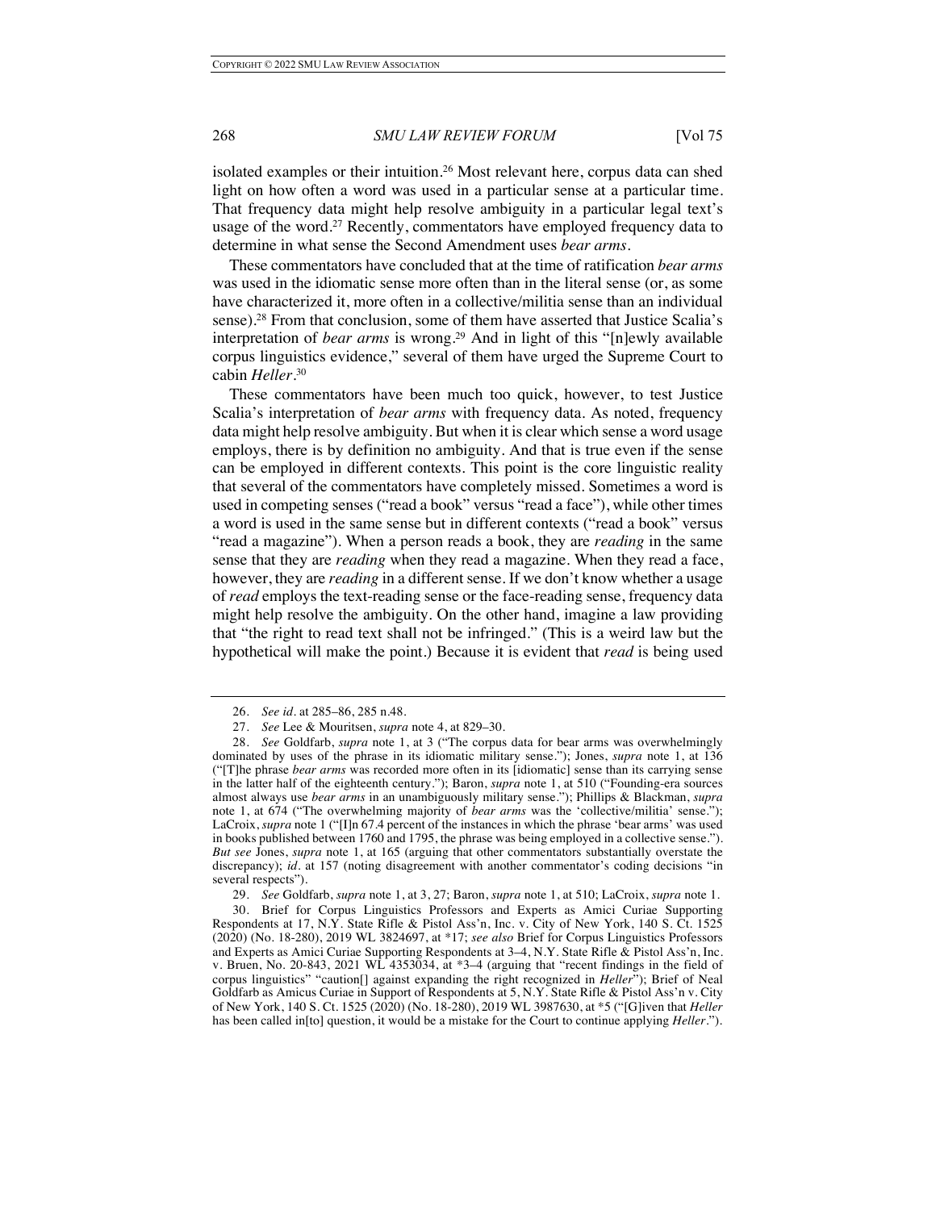isolated examples or their intuition.[26] Most relevant here, corpus data can shed light on how often a word was used in a particular sense at a particular time. That frequency data might help resolve ambiguity in a particular legal text's usage of the word.[27] Recently, commentators have employed frequency data to determine in what sense the Second Amendment uses *bear arms*.

These commentators have concluded that at the time of ratification *bear arms* was used in the idiomatic sense more often than in the literal sense (or, as some have characterized it, more often in a collective/militia sense than an individual sense).[28] From that conclusion, some of them have asserted that Justice Scalia's interpretation of *bear arms* is wrong.[29] And in light of this "[n]ewly available corpus linguistics evidence," several of them have urged the Supreme Court to cabin *Heller*.[30]

These commentators have been much too quick, however, to test Justice Scalia's interpretation of *bear arms* with frequency data. As noted, frequency data might help resolve ambiguity. But when it is clear which sense a word usage employs, there is by definition no ambiguity. And that is true even if the sense can be employed in different contexts. This point is the core linguistic reality that several of the commentators have completely missed. Sometimes a word is used in competing senses ("read a book" versus "read a face"), while other times a word is used in the same sense but in different contexts ("read a book" versus "read a magazine"). When a person reads a book, they are *reading* in the same sense that they are *reading* when they read a magazine. When they read a face, however, they are *reading* in a different sense. If we don't know whether a usage of *read* employs the text-reading sense or the face-reading sense, frequency data might help resolve the ambiguity. On the other hand, imagine a law providing that "the right to read text shall not be infringed." (This is a weird law but the hypothetical will make the point.) Because it is evident that *read* is being used

---

26. *See id.* at 285–86, 285 n.48.

27. *See* Lee & Mouritsen, *supra* note 4, at 829–30.

28. *See* Goldfarb, *supra* note 1, at 3 ("The corpus data for bear arms was overwhelmingly dominated by uses of the phrase in its idiomatic military sense."); Jones, *supra* note 1, at 136 ("[T]he phrase *bear arms* was recorded more often in its [idiomatic] sense than its carrying sense in the latter half of the eighteenth century."); Baron, *supra* note 1, at 510 ("Founding-era sources almost always use *bear arms* in an unambiguously military sense."); Phillips & Blackman, *supra* note 1, at 674 ("The overwhelming majority of *bear arms* was the 'collective/militia' sense."); LaCroix, *supra* note 1 ("[I]n 67.4 percent of the instances in which the phrase 'bear arms' was used in books published between 1760 and 1795, the phrase was being employed in a collective sense."). *But see* Jones, *supra* note 1, at 165 (arguing that other commentators substantially overstate the discrepancy); *id.* at 157 (noting disagreement with another commentator's coding decisions "in several respects").

29. *See* Goldfarb, *supra* note 1, at 3, 27; Baron, *supra* note 1, at 510; LaCroix, *supra* note 1.

30. Brief for Corpus Linguistics Professors and Experts as Amici Curiae Supporting Respondents at 17, N.Y. State Rifle & Pistol Ass'n, Inc. v. City of New York, 140 S. Ct. 1525 (2020) (No. 18-280), 2019 WL 3824697, at *17; *see also* Brief for Corpus Linguistics Professors and Experts as Amici Curiae Supporting Respondents at 3–4, N.Y. State Rifle & Pistol Ass'n, Inc. v. Bruen, No. 20-843, 2021 WL 4353034, at *3–4 (arguing that "recent findings in the field of corpus linguistics" "caution[] against expanding the right recognized in *Heller*"); Brief of Neal Goldfarb as Amicus Curiae in Support of Respondents at 5, N.Y. State Rifle & Pistol Ass'n v. City of New York, 140 S. Ct. 1525 (2020) (No. 18-280), 2019 WL 3987630, at *5 ("[G]iven that *Heller* has been called in[to] question, it would be a mistake for the Court to continue applying *Heller*.").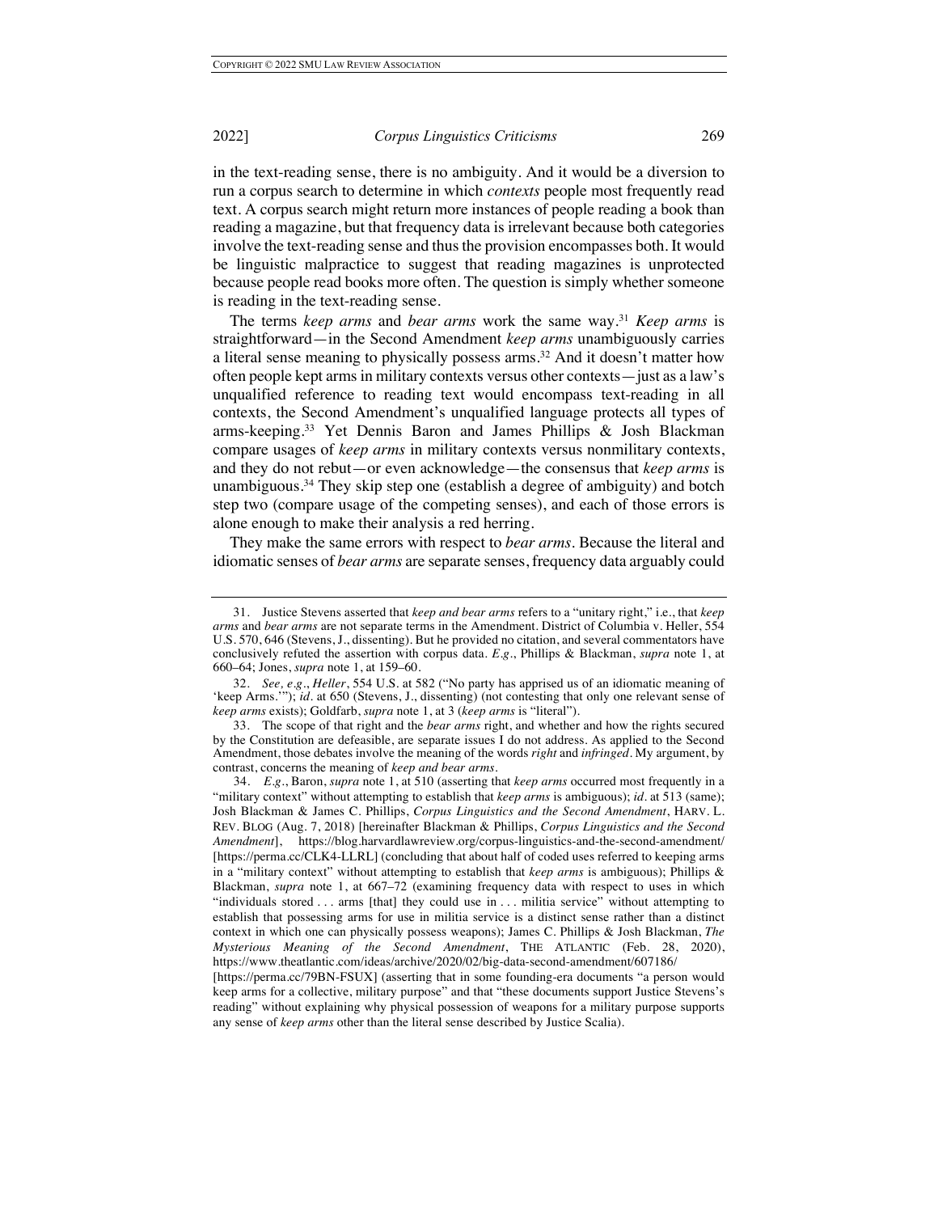in the text-reading sense, there is no ambiguity. And it would be a diversion to run a corpus search to determine in which *contexts* people most frequently read text. A corpus search might return more instances of people reading a book than reading a magazine, but that frequency data is irrelevant because both categories involve the text-reading sense and thus the provision encompasses both. It would be linguistic malpractice to suggest that reading magazines is unprotected because people read books more often. The question is simply whether someone is reading in the text-reading sense.

The terms *keep arms* and *bear arms* work the same way.[31] *Keep arms* is straightforward—in the Second Amendment *keep arms* unambiguously carries a literal sense meaning to physically possess arms.[32] And it doesn't matter how often people kept arms in military contexts versus other contexts—just as a law's unqualified reference to reading text would encompass text-reading in all contexts, the Second Amendment's unqualified language protects all types of arms-keeping.[33] Yet Dennis Baron and James Phillips & Josh Blackman compare usages of *keep arms* in military contexts versus nonmilitary contexts, and they do not rebut—or even acknowledge—the consensus that *keep arms* is unambiguous.[34] They skip step one (establish a degree of ambiguity) and botch step two (compare usage of the competing senses), and each of those errors is alone enough to make their analysis a red herring.

They make the same errors with respect to *bear arms*. Because the literal and idiomatic senses of *bear arms* are separate senses, frequency data arguably could

---

31. Justice Stevens asserted that *keep and bear arms* refers to a "unitary right," i.e., that *keep arms* and *bear arms* are not separate terms in the Amendment. District of Columbia v. Heller, 554 U.S. 570, 646 (Stevens, J., dissenting). But he provided no citation, and several commentators have conclusively refuted the assertion with corpus data. *E.g.*, Phillips & Blackman, *supra* note 1, at 660–64; Jones, *supra* note 1, at 159–60.

32. *See, e.g.*, *Heller*, 554 U.S. at 582 ("No party has apprised us of an idiomatic meaning of 'keep Arms.'"); *id.* at 650 (Stevens, J., dissenting) (not contesting that only one relevant sense of *keep arms* exists); Goldfarb, *supra* note 1, at 3 (*keep arms* is "literal").

33. The scope of that right and the *bear arms* right, and whether and how the rights secured by the Constitution are defeasible, are separate issues I do not address. As applied to the Second Amendment, those debates involve the meaning of the words *right* and *infringed*. My argument, by contrast, concerns the meaning of *keep and bear arms*.

34. *E.g.*, Baron, *supra* note 1, at 510 (asserting that *keep arms* occurred most frequently in a "military context" without attempting to establish that *keep arms* is ambiguous); *id.* at 513 (same); Josh Blackman & James C. Phillips, *Corpus Linguistics and the Second Amendment*, HARV. L. REV. BLOG (Aug. 7, 2018) [hereinafter Blackman & Phillips, *Corpus Linguistics and the Second Amendment*], https://blog.harvardlawreview.org/corpus-linguistics-and-the-second-amendment/ [https://perma.cc/CLK4-LLRL] (concluding that about half of coded uses referred to keeping arms in a "military context" without attempting to establish that *keep arms* is ambiguous); Phillips & Blackman, *supra* note 1, at 667–72 (examining frequency data with respect to uses in which "individuals stored . . . arms [that] they could use in . . . militia service" without attempting to establish that possessing arms for use in militia service is a distinct sense rather than a distinct context in which one can physically possess weapons); James C. Phillips & Josh Blackman, *The Mysterious Meaning of the Second Amendment*, THE ATLANTIC (Feb. 28, 2020), https://www.theatlantic.com/ideas/archive/2020/02/big-data-second-amendment/607186/ [https://perma.cc/79BN-FSUX] (asserting that in some founding-era documents "a person would keep arms for a collective, military purpose" and that "these documents support Justice Stevens's reading" without explaining why physical possession of weapons for a military purpose supports any sense of *keep arms* other than the literal sense described by Justice Scalia).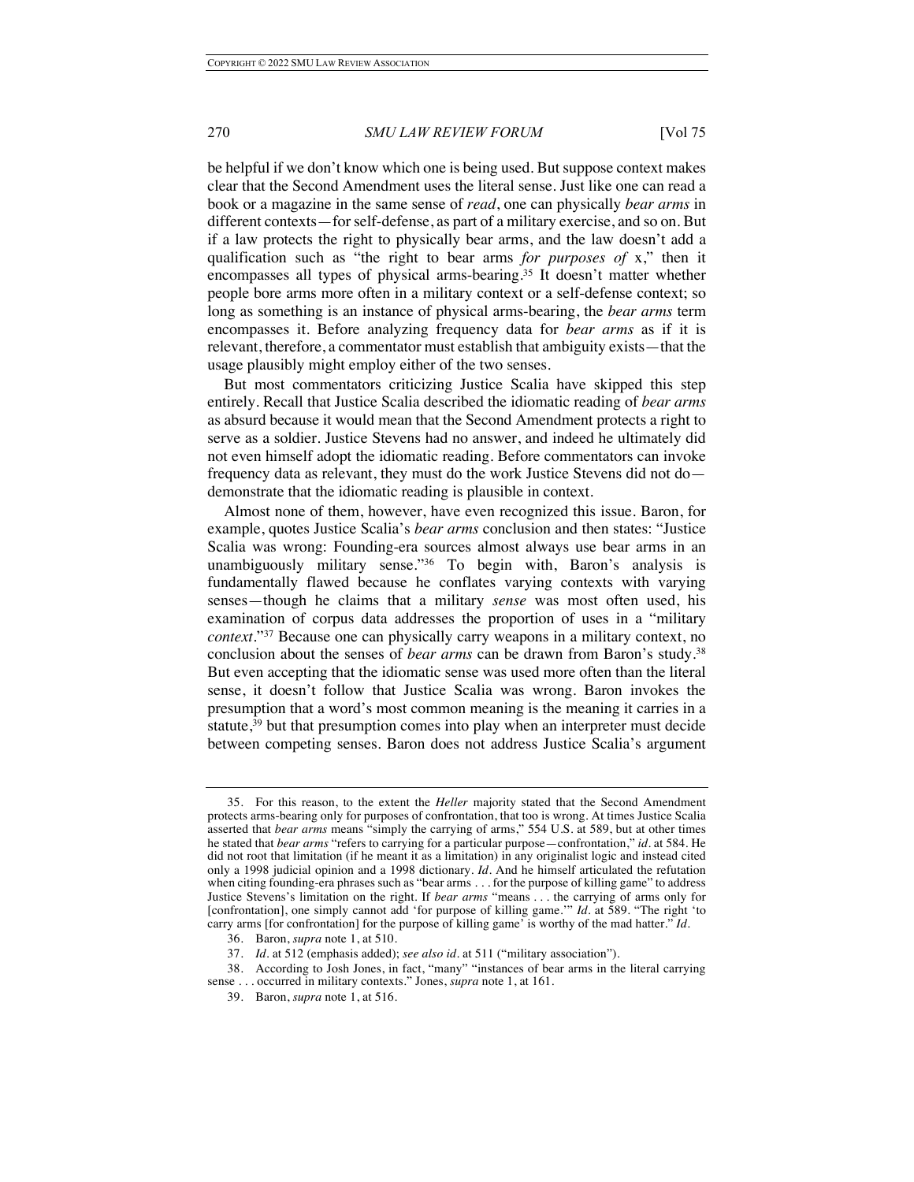be helpful if we don't know which one is being used. But suppose context makes clear that the Second Amendment uses the literal sense. Just like one can read a book or a magazine in the same sense of *read*, one can physically *bear arms* in different contexts—for self-defense, as part of a military exercise, and so on. But if a law protects the right to physically bear arms, and the law doesn't add a qualification such as "the right to bear arms *for purposes of* x," then it encompasses all types of physical arms-bearing.[35] It doesn't matter whether people bore arms more often in a military context or a self-defense context; so long as something is an instance of physical arms-bearing, the *bear arms* term encompasses it. Before analyzing frequency data for *bear arms* as if it is relevant, therefore, a commentator must establish that ambiguity exists—that the usage plausibly might employ either of the two senses.

But most commentators criticizing Justice Scalia have skipped this step entirely. Recall that Justice Scalia described the idiomatic reading of *bear arms* as absurd because it would mean that the Second Amendment protects a right to serve as a soldier. Justice Stevens had no answer, and indeed he ultimately did not even himself adopt the idiomatic reading. Before commentators can invoke frequency data as relevant, they must do the work Justice Stevens did not do—demonstrate that the idiomatic reading is plausible in context.

Almost none of them, however, have even recognized this issue. Baron, for example, quotes Justice Scalia's *bear arms* conclusion and then states: "Justice Scalia was wrong: Founding-era sources almost always use bear arms in an unambiguously military sense."[36] To begin with, Baron's analysis is fundamentally flawed because he conflates varying contexts with varying senses—though he claims that a military *sense* was most often used, his examination of corpus data addresses the proportion of uses in a "military *context*."[37] Because one can physically carry weapons in a military context, no conclusion about the senses of *bear arms* can be drawn from Baron's study.[38] But even accepting that the idiomatic sense was used more often than the literal sense, it doesn't follow that Justice Scalia was wrong. Baron invokes the presumption that a word's most common meaning is the meaning it carries in a statute,[39] but that presumption comes into play when an interpreter must decide between competing senses. Baron does not address Justice Scalia's argument

---

35. For this reason, to the extent the *Heller* majority stated that the Second Amendment protects arms-bearing only for purposes of confrontation, that too is wrong. At times Justice Scalia asserted that *bear arms* means "simply the carrying of arms," 554 U.S. at 589, but at other times he stated that *bear arms* "refers to carrying for a particular purpose—confrontation," *id*. at 584. He did not root that limitation (if he meant it as a limitation) in any originalist logic and instead cited only a 1998 judicial opinion and a 1998 dictionary. *Id*. And he himself articulated the refutation when citing founding-era phrases such as "bear arms . . . for the purpose of killing game" to address Justice Stevens's limitation on the right. If *bear arms* "means . . . the carrying of arms only for [confrontation], one simply cannot add 'for purpose of killing game.'" *Id*. at 589. "The right 'to carry arms [for confrontation] for the purpose of killing game' is worthy of the mad hatter." *Id*.

36. Baron, *supra* note 1, at 510.

37. *Id*. at 512 (emphasis added); *see also id*. at 511 ("military association").

38. According to Josh Jones, in fact, "many" "instances of bear arms in the literal carrying sense . . . occurred in military contexts." Jones, *supra* note 1, at 161.

39. Baron, *supra* note 1, at 516.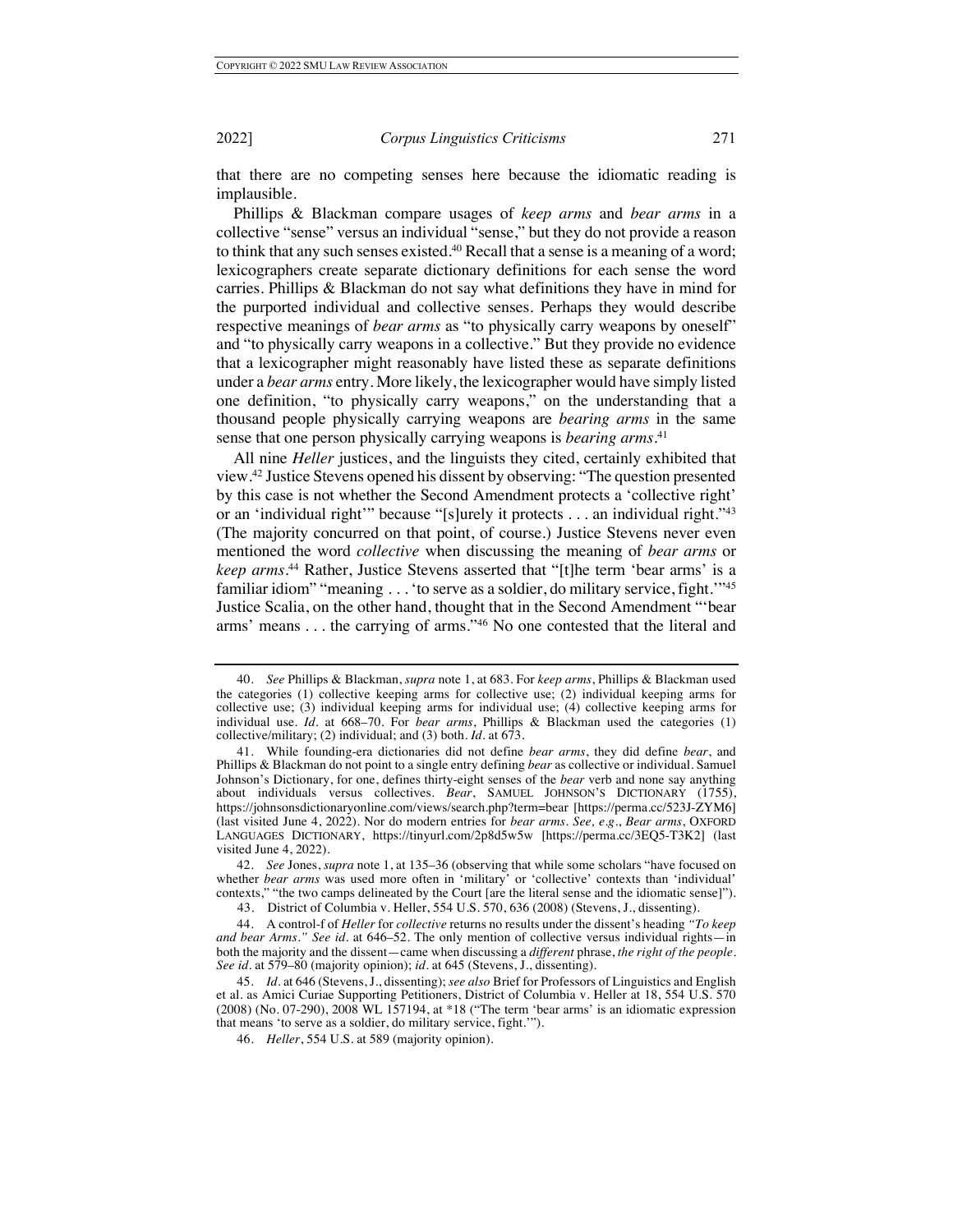that there are no competing senses here because the idiomatic reading is implausible.

Phillips & Blackman compare usages of *keep arms* and *bear arms* in a collective "sense" versus an individual "sense," but they do not provide a reason to think that any such senses existed.[40] Recall that a sense is a meaning of a word; lexicographers create separate dictionary definitions for each sense the word carries. Phillips & Blackman do not say what definitions they have in mind for the purported individual and collective senses. Perhaps they would describe respective meanings of *bear arms* as "to physically carry weapons by oneself" and "to physically carry weapons in a collective." But they provide no evidence that a lexicographer might reasonably have listed these as separate definitions under a *bear arms* entry. More likely, the lexicographer would have simply listed one definition, "to physically carry weapons," on the understanding that a thousand people physically carrying weapons are *bearing arms* in the same sense that one person physically carrying weapons is *bearing arms*.[41]

All nine *Heller* justices, and the linguists they cited, certainly exhibited that view.[42] Justice Stevens opened his dissent by observing: "The question presented by this case is not whether the Second Amendment protects a 'collective right' or an 'individual right'" because "[s]urely it protects . . . an individual right."[43] (The majority concurred on that point, of course.) Justice Stevens never even mentioned the word *collective* when discussing the meaning of *bear arms* or *keep arms*.[44] Rather, Justice Stevens asserted that "[t]he term 'bear arms' is a familiar idiom" "meaning . . . 'to serve as a soldier, do military service, fight.'"[45] Justice Scalia, on the other hand, thought that in the Second Amendment "'bear arms' means . . . the carrying of arms."[46] No one contested that the literal and

---

40. *See* Phillips & Blackman, *supra* note 1, at 683. For *keep arms*, Phillips & Blackman used the categories (1) collective keeping arms for collective use; (2) individual keeping arms for collective use; (3) individual keeping arms for individual use; (4) collective keeping arms for individual use. *Id.* at 668–70. For *bear arms*, Phillips & Blackman used the categories (1) collective/military; (2) individual; and (3) both. *Id.* at 673.

41. While founding-era dictionaries did not define *bear arms*, they did define *bear*, and Phillips & Blackman do not point to a single entry defining *bear* as collective or individual. Samuel Johnson's Dictionary, for one, defines thirty-eight senses of the *bear* verb and none say anything about individuals versus collectives. *Bear*, SAMUEL JOHNSON'S DICTIONARY (1755), https://johnsonsdictionaryonline.com/views/search.php?term=bear [https://perma.cc/523J-ZYM6] (last visited June 4, 2022). Nor do modern entries for *bear arms*. *See, e.g.*, *Bear arms*, OXFORD LANGUAGES DICTIONARY, https://tinyurl.com/2p8d5w5w [https://perma.cc/3EQ5-T3K2] (last visited June 4, 2022).

42. *See* Jones, *supra* note 1, at 135–36 (observing that while some scholars "have focused on whether *bear arms* was used more often in 'military' or 'collective' contexts than 'individual' contexts," "the two camps delineated by the Court [are the literal sense and the idiomatic sense]").

43. District of Columbia v. Heller, 554 U.S. 570, 636 (2008) (Stevens, J., dissenting).

44. A control-f of *Heller* for *collective* returns no results under the dissent's heading *"To keep and bear Arms." See id.* at 646–52. The only mention of collective versus individual rights—in both the majority and the dissent—came when discussing a *different* phrase, *the right of the people*. *See id.* at 579–80 (majority opinion); *id.* at 645 (Stevens, J., dissenting).

45. *Id.* at 646 (Stevens, J., dissenting); *see also* Brief for Professors of Linguistics and English et al. as Amici Curiae Supporting Petitioners, District of Columbia v. Heller at 18, 554 U.S. 570 (2008) (No. 07-290), 2008 WL 157194, at *18 ("The term 'bear arms' is an idiomatic expression that means 'to serve as a soldier, do military service, fight.'").

46. *Heller*, 554 U.S. at 589 (majority opinion).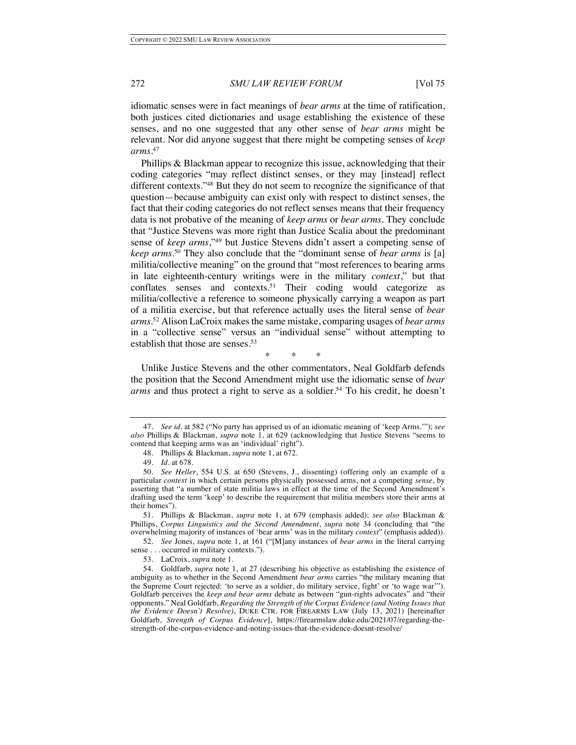idiomatic senses were in fact meanings of *bear arms* at the time of ratification, both justices cited dictionaries and usage establishing the existence of these senses, and no one suggested that any other sense of *bear arms* might be relevant. Nor did anyone suggest that there might be competing senses of *keep arms*.[47]

Phillips & Blackman appear to recognize this issue, acknowledging that their coding categories "may reflect distinct senses, or they may [instead] reflect different contexts."[48] But they do not seem to recognize the significance of that question—because ambiguity can exist only with respect to distinct senses, the fact that their coding categories do not reflect senses means that their frequency data is not probative of the meaning of *keep arms* or *bear arms*. They conclude that "Justice Stevens was more right than Justice Scalia about the predominant sense of *keep arms*,"[49] but Justice Stevens didn't assert a competing sense of *keep arms*.[50] They also conclude that the "dominant sense of *bear arms* is [a] militia/collective meaning" on the ground that "most references to bearing arms in late eighteenth-century writings were in the military *context*," but that conflates senses and contexts.[51] Their coding would categorize as militia/collective a reference to someone physically carrying a weapon as part of a militia exercise, but that reference actually uses the literal sense of *bear arms*.[52] Alison LaCroix makes the same mistake, comparing usages of *bear arms* in a "collective sense" versus an "individual sense" without attempting to establish that those are senses.[53]

\* \* \*

Unlike Justice Stevens and the other commentators, Neal Goldfarb defends the position that the Second Amendment might use the idiomatic sense of *bear arms* and thus protect a right to serve as a soldier.[54] To his credit, he doesn't

---

47. *See id.* at 582 ("No party has apprised us of an idiomatic meaning of 'keep Arms.'"); *see also* Phillips & Blackman, *supra* note 1, at 629 (acknowledging that Justice Stevens "seems to contend that keeping arms was an 'individual' right").

48. Phillips & Blackman, *supra* note 1, at 672.

49. *Id.* at 678.

50. *See Heller*, 554 U.S. at 650 (Stevens, J., dissenting) (offering only an example of a particular *context* in which certain persons physically possessed arms, not a competing *sense*, by asserting that "a number of state militia laws in effect at the time of the Second Amendment's drafting used the term 'keep' to describe the requirement that militia members store their arms at their homes").

51. Phillips & Blackman, *supra* note 1, at 679 (emphasis added); *see also* Blackman & Phillips, *Corpus Linguistics and the Second Amendment*, *supra* note 34 (concluding that "the overwhelming majority of instances of 'bear arms' was in the military *context*" (emphasis added)).

52. *See* Jones, *supra* note 1, at 161 ("[M]any instances of *bear arms* in the literal carrying sense . . . occurred in military contexts.").

53. LaCroix, *supra* note 1.

54. Goldfarb, *supra* note 1, at 27 (describing his objective as establishing the existence of ambiguity as to whether in the Second Amendment *bear arms* carries "the military meaning that the Supreme Court rejected: 'to serve as a soldier, do military service, fight' or 'to wage war'"). Goldfarb perceives the *keep and bear arms* debate as between "gun-rights advocates" and "their opponents." Neal Goldfarb, *Regarding the Strength of the Corpus Evidence (and Noting Issues that the Evidence Doesn't Resolve)*, DUKE CTR. FOR FIREARMS LAW (July 13, 2021) [hereinafter Goldfarb, *Strength of Corpus Evidence*], https://firearmslaw.duke.edu/2021/07/regarding-the-strength-of-the-corpus-evidence-and-noting-issues-that-the-evidence-doesnt-resolve/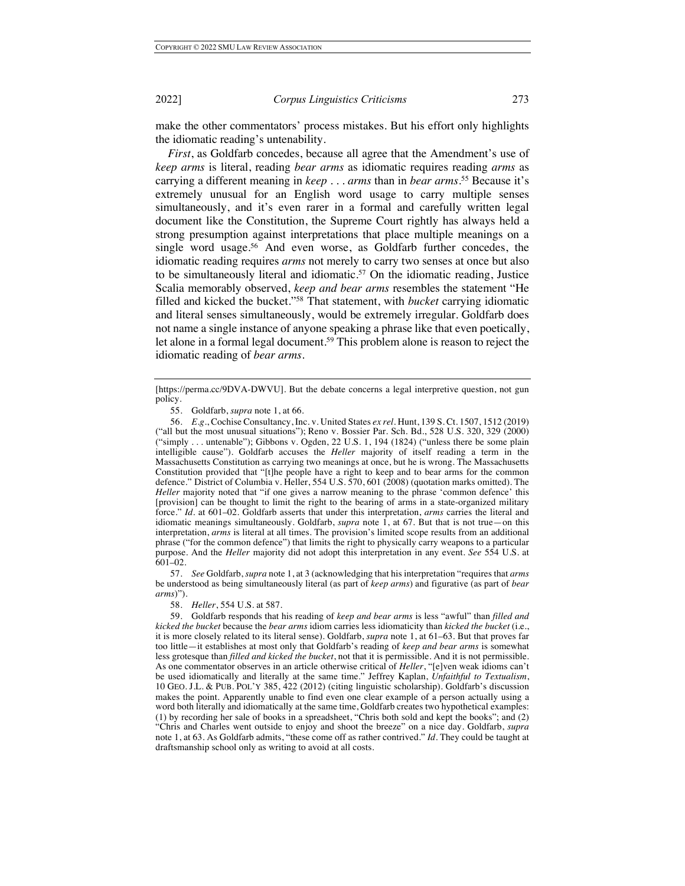make the other commentators' process mistakes. But his effort only highlights the idiomatic reading's untenability.

*First*, as Goldfarb concedes, because all agree that the Amendment's use of *keep arms* is literal, reading *bear arms* as idiomatic requires reading *arms* as carrying a different meaning in *keep . . . arms* than in *bear arms*.[55] Because it's extremely unusual for an English word usage to carry multiple senses simultaneously, and it's even rarer in a formal and carefully written legal document like the Constitution, the Supreme Court rightly has always held a strong presumption against interpretations that place multiple meanings on a single word usage.[56] And even worse, as Goldfarb further concedes, the idiomatic reading requires *arms* not merely to carry two senses at once but also to be simultaneously literal and idiomatic.[57] On the idiomatic reading, Justice Scalia memorably observed, *keep and bear arms* resembles the statement "He filled and kicked the bucket."[58] That statement, with *bucket* carrying idiomatic and literal senses simultaneously, would be extremely irregular. Goldfarb does not name a single instance of anyone speaking a phrase like that even poetically, let alone in a formal legal document.[59] This problem alone is reason to reject the idiomatic reading of *bear arms*.

---

[https://perma.cc/9DVA-DWVU]. But the debate concerns a legal interpretive question, not gun policy.

55. Goldfarb, *supra* note 1, at 66.

56. *E.g.*, Cochise Consultancy, Inc. v. United States *ex rel.* Hunt, 139 S. Ct. 1507, 1512 (2019) ("all but the most unusual situations"); Reno v. Bossier Par. Sch. Bd., 528 U.S. 320, 329 (2000) ("simply . . . untenable"); Gibbons v. Ogden, 22 U.S. 1, 194 (1824) ("unless there be some plain intelligible cause"). Goldfarb accuses the *Heller* majority of itself reading a term in the Massachusetts Constitution as carrying two meanings at once, but he is wrong. The Massachusetts Constitution provided that "[t]he people have a right to keep and to bear arms for the common defence." District of Columbia v. Heller, 554 U.S. 570, 601 (2008) (quotation marks omitted). The *Heller* majority noted that "if one gives a narrow meaning to the phrase 'common defence' this [provision] can be thought to limit the right to the bearing of arms in a state-organized military force." *Id.* at 601–02. Goldfarb asserts that under this interpretation, *arms* carries the literal and idiomatic meanings simultaneously. Goldfarb, *supra* note 1, at 67. But that is not true—on this interpretation, *arms* is literal at all times. The provision's limited scope results from an additional phrase ("for the common defence") that limits the right to physically carry weapons to a particular purpose. And the *Heller* majority did not adopt this interpretation in any event. *See* 554 U.S. at 601–02.

57. *See* Goldfarb, *supra* note 1, at 3 (acknowledging that his interpretation "requires that *arms* be understood as being simultaneously literal (as part of *keep arms*) and figurative (as part of *bear arms*)").

58. *Heller*, 554 U.S. at 587.

59. Goldfarb responds that his reading of *keep and bear arms* is less "awful" than *filled and kicked the bucket* because the *bear arms* idiom carries less idiomaticity than *kicked the bucket* (i.e., it is more closely related to its literal sense). Goldfarb, *supra* note 1, at 61–63. But that proves far too little—it establishes at most only that Goldfarb's reading of *keep and bear arms* is somewhat less grotesque than *filled and kicked the bucket*, not that it is permissible. And it is not permissible. As one commentator observes in an article otherwise critical of *Heller*, "[e]ven weak idioms can't be used idiomatically and literally at the same time." Jeffrey Kaplan, *Unfaithful to Textualism*, 10 GEO. J.L. & PUB. POL'Y 385, 422 (2012) (citing linguistic scholarship). Goldfarb's discussion makes the point. Apparently unable to find even one clear example of a person actually using a word both literally and idiomatically at the same time, Goldfarb creates two hypothetical examples: (1) by recording her sale of books in a spreadsheet, "Chris both sold and kept the books"; and (2) "Chris and Charles went outside to enjoy and shoot the breeze" on a nice day. Goldfarb, *supra* note 1, at 63. As Goldfarb admits, "these come off as rather contrived." *Id.* They could be taught at draftsmanship school only as writing to avoid at all costs.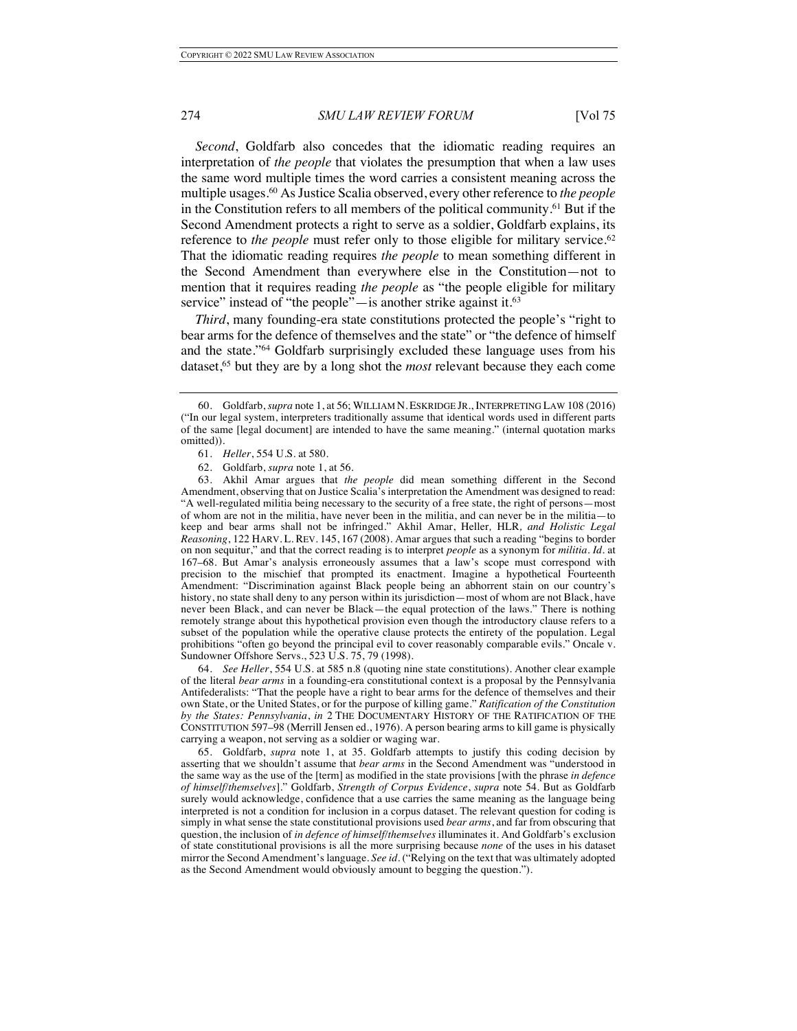*Second*, Goldfarb also concedes that the idiomatic reading requires an interpretation of *the people* that violates the presumption that when a law uses the same word multiple times the word carries a consistent meaning across the multiple usages.[60] As Justice Scalia observed, every other reference to *the people* in the Constitution refers to all members of the political community.[61] But if the Second Amendment protects a right to serve as a soldier, Goldfarb explains, its reference to *the people* must refer only to those eligible for military service.[62] That the idiomatic reading requires *the people* to mean something different in the Second Amendment than everywhere else in the Constitution—not to mention that it requires reading *the people* as "the people eligible for military service" instead of "the people"—is another strike against it.[63]

*Third*, many founding-era state constitutions protected the people's "right to bear arms for the defence of themselves and the state" or "the defence of himself and the state."[64] Goldfarb surprisingly excluded these language uses from his dataset,[65] but they are by a long shot the *most* relevant because they each come

---

60. Goldfarb, *supra* note 1, at 56; WILLIAM N. ESKRIDGE JR., INTERPRETING LAW 108 (2016) ("In our legal system, interpreters traditionally assume that identical words used in different parts of the same [legal document] are intended to have the same meaning." (internal quotation marks omitted)).

61. *Heller*, 554 U.S. at 580.

62. Goldfarb, *supra* note 1, at 56.

63. Akhil Amar argues that *the people* did mean something different in the Second Amendment, observing that on Justice Scalia's interpretation the Amendment was designed to read: "A well-regulated militia being necessary to the security of a free state, the right of persons—most of whom are not in the militia, have never been in the militia, and can never be in the militia—to keep and bear arms shall not be infringed." Akhil Amar, Heller*, HLR, and Holistic Legal Reasoning*, 122 HARV. L. REV. 145, 167 (2008). Amar argues that such a reading "begins to border on non sequitur," and that the correct reading is to interpret *people* as a synonym for *militia*. *Id*. at 167–68. But Amar's analysis erroneously assumes that a law's scope must correspond with precision to the mischief that prompted its enactment. Imagine a hypothetical Fourteenth Amendment: "Discrimination against Black people being an abhorrent stain on our country's history, no state shall deny to any person within its jurisdiction—most of whom are not Black, have never been Black, and can never be Black—the equal protection of the laws." There is nothing remotely strange about this hypothetical provision even though the introductory clause refers to a subset of the population while the operative clause protects the entirety of the population. Legal prohibitions "often go beyond the principal evil to cover reasonably comparable evils." Oncale v. Sundowner Offshore Servs., 523 U.S. 75, 79 (1998).

64. *See Heller*, 554 U.S. at 585 n.8 (quoting nine state constitutions). Another clear example of the literal *bear arms* in a founding-era constitutional context is a proposal by the Pennsylvania Antifederalists: "That the people have a right to bear arms for the defence of themselves and their own State, or the United States, or for the purpose of killing game." *Ratification of the Constitution by the States: Pennsylvania*, *in* 2 THE DOCUMENTARY HISTORY OF THE RATIFICATION OF THE CONSTITUTION 597–98 (Merrill Jensen ed., 1976). A person bearing arms to kill game is physically carrying a weapon, not serving as a soldier or waging war.

65. Goldfarb, *supra* note 1, at 35. Goldfarb attempts to justify this coding decision by asserting that we shouldn't assume that *bear arms* in the Second Amendment was "understood in the same way as the use of the [term] as modified in the state provisions [with the phrase *in defence of himself/themselves*]." Goldfarb, *Strength of Corpus Evidence*, *supra* note 54. But as Goldfarb surely would acknowledge, confidence that a use carries the same meaning as the language being interpreted is not a condition for inclusion in a corpus dataset. The relevant question for coding is simply in what sense the state constitutional provisions used *bear arms*, and far from obscuring that question, the inclusion of *in defence of himself/themselves* illuminates it. And Goldfarb's exclusion of state constitutional provisions is all the more surprising because *none* of the uses in his dataset mirror the Second Amendment's language. *See id*. ("Relying on the text that was ultimately adopted as the Second Amendment would obviously amount to begging the question.").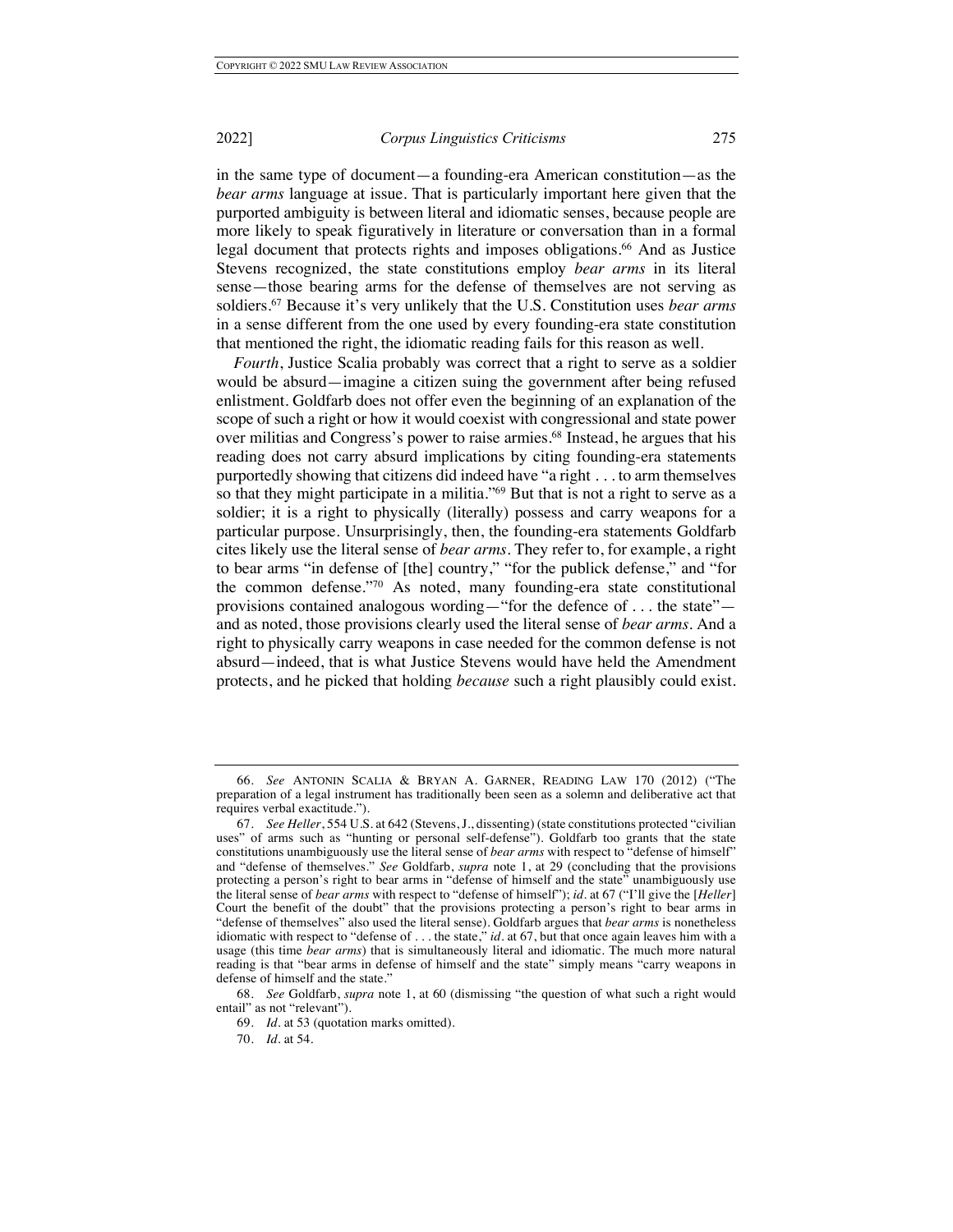in the same type of document—a founding-era American constitution—as the *bear arms* language at issue. That is particularly important here given that the purported ambiguity is between literal and idiomatic senses, because people are more likely to speak figuratively in literature or conversation than in a formal legal document that protects rights and imposes obligations.[66] And as Justice Stevens recognized, the state constitutions employ *bear arms* in its literal sense—those bearing arms for the defense of themselves are not serving as soldiers.[67] Because it's very unlikely that the U.S. Constitution uses *bear arms* in a sense different from the one used by every founding-era state constitution that mentioned the right, the idiomatic reading fails for this reason as well.

*Fourth*, Justice Scalia probably was correct that a right to serve as a soldier would be absurd—imagine a citizen suing the government after being refused enlistment. Goldfarb does not offer even the beginning of an explanation of the scope of such a right or how it would coexist with congressional and state power over militias and Congress's power to raise armies.[68] Instead, he argues that his reading does not carry absurd implications by citing founding-era statements purportedly showing that citizens did indeed have "a right . . . to arm themselves so that they might participate in a militia."[69] But that is not a right to serve as a soldier; it is a right to physically (literally) possess and carry weapons for a particular purpose. Unsurprisingly, then, the founding-era statements Goldfarb cites likely use the literal sense of *bear arms*. They refer to, for example, a right to bear arms "in defense of [the] country," "for the publick defense," and "for the common defense."[70] As noted, many founding-era state constitutional provisions contained analogous wording—"for the defence of . . . the state"—and as noted, those provisions clearly used the literal sense of *bear arms*. And a right to physically carry weapons in case needed for the common defense is not absurd—indeed, that is what Justice Stevens would have held the Amendment protects, and he picked that holding *because* such a right plausibly could exist.

---

66. *See* ANTONIN SCALIA & BRYAN A. GARNER, READING LAW 170 (2012) ("The preparation of a legal instrument has traditionally been seen as a solemn and deliberative act that requires verbal exactitude.").

67. *See Heller*, 554 U.S. at 642 (Stevens, J., dissenting) (state constitutions protected "civilian uses" of arms such as "hunting or personal self-defense"). Goldfarb too grants that the state constitutions unambiguously use the literal sense of *bear arms* with respect to "defense of himself" and "defense of themselves." *See* Goldfarb, *supra* note 1, at 29 (concluding that the provisions protecting a person's right to bear arms in "defense of himself and the state" unambiguously use the literal sense of *bear arms* with respect to "defense of himself"); *id*. at 67 ("I'll give the [*Heller*] Court the benefit of the doubt" that the provisions protecting a person's right to bear arms in "defense of themselves" also used the literal sense). Goldfarb argues that *bear arms* is nonetheless idiomatic with respect to "defense of . . . the state," *id*. at 67, but that once again leaves him with a usage (this time *bear arms*) that is simultaneously literal and idiomatic. The much more natural reading is that "bear arms in defense of himself and the state" simply means "carry weapons in defense of himself and the state."

68. *See* Goldfarb, *supra* note 1, at 60 (dismissing "the question of what such a right would entail" as not "relevant").

69. *Id*. at 53 (quotation marks omitted).

70. *Id*. at 54.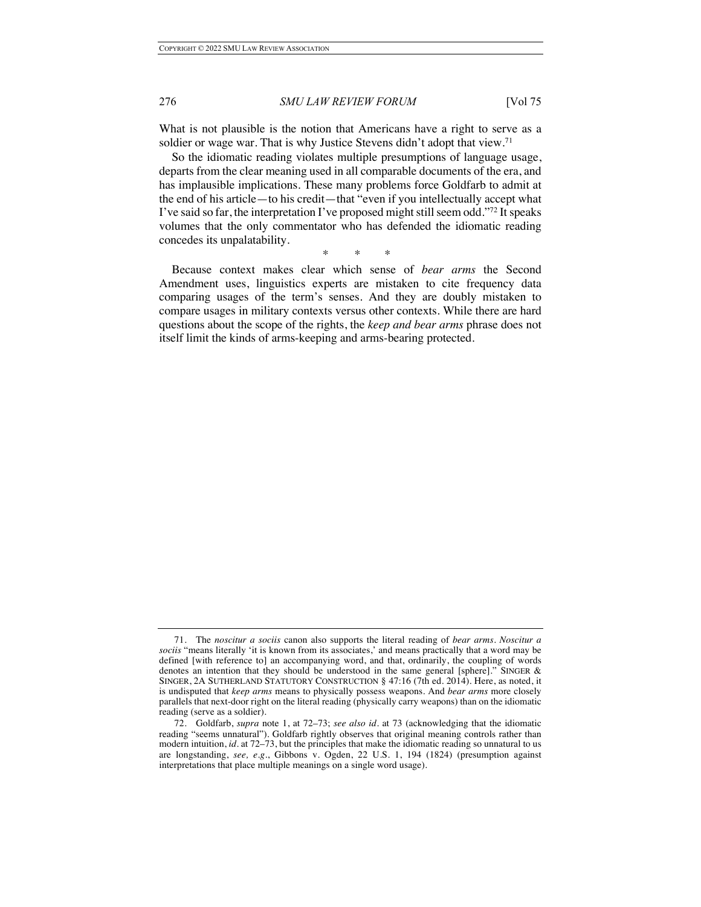What is not plausible is the notion that Americans have a right to serve as a soldier or wage war. That is why Justice Stevens didn't adopt that view.[71]

So the idiomatic reading violates multiple presumptions of language usage, departs from the clear meaning used in all comparable documents of the era, and has implausible implications. These many problems force Goldfarb to admit at the end of his article—to his credit—that "even if you intellectually accept what I've said so far, the interpretation I've proposed might still seem odd."[72] It speaks volumes that the only commentator who has defended the idiomatic reading concedes its unpalatability.

\* \* \*

Because context makes clear which sense of *bear arms* the Second Amendment uses, linguistics experts are mistaken to cite frequency data comparing usages of the term's senses. And they are doubly mistaken to compare usages in military contexts versus other contexts. While there are hard questions about the scope of the rights, the *keep and bear arms* phrase does not itself limit the kinds of arms-keeping and arms-bearing protected.

---

71. The *noscitur a sociis* canon also supports the literal reading of *bear arms*. *Noscitur a sociis* "means literally 'it is known from its associates,' and means practically that a word may be defined [with reference to] an accompanying word, and that, ordinarily, the coupling of words denotes an intention that they should be understood in the same general [sphere]." SINGER & SINGER, 2A SUTHERLAND STATUTORY CONSTRUCTION § 47:16 (7th ed. 2014). Here, as noted, it is undisputed that *keep arms* means to physically possess weapons. And *bear arms* more closely parallels that next-door right on the literal reading (physically carry weapons) than on the idiomatic reading (serve as a soldier).

72. Goldfarb, *supra* note 1, at 72–73; *see also id.* at 73 (acknowledging that the idiomatic reading "seems unnatural"). Goldfarb rightly observes that original meaning controls rather than modern intuition, *id.* at 72–73, but the principles that make the idiomatic reading so unnatural to us are longstanding, *see, e.g.*, Gibbons v. Ogden, 22 U.S. 1, 194 (1824) (presumption against interpretations that place multiple meanings on a single word usage).